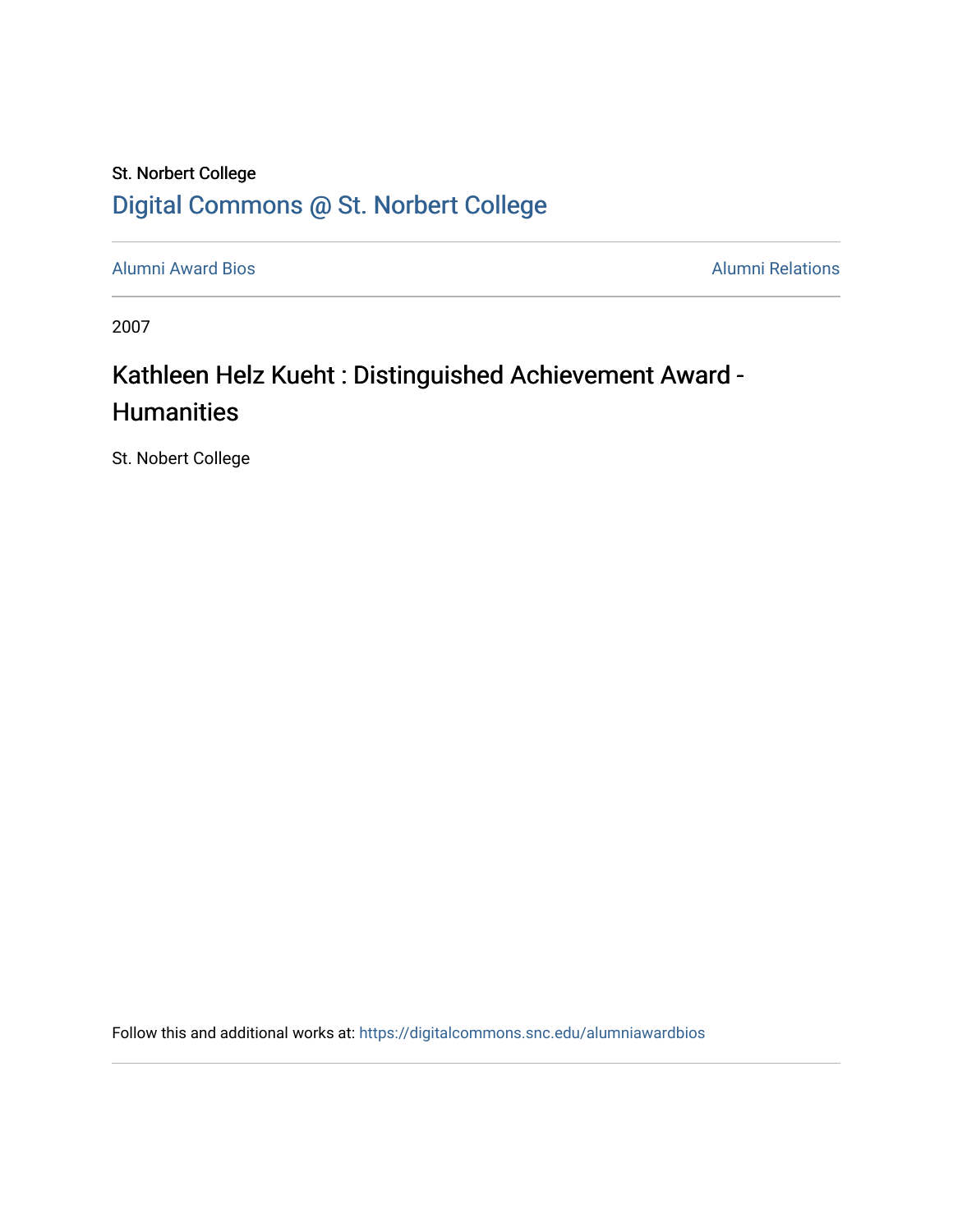St. Norbert College

Digital Commons @ St. Norbert College

Alumni Award Bios

Alumni Relations

2007

# Kathleen Helz Kueht : Distinguished Achievement Award - Humanities

St. Nobert College

Follow this and additional works at: https://digitalcommons.snc.edu/alumniawardbios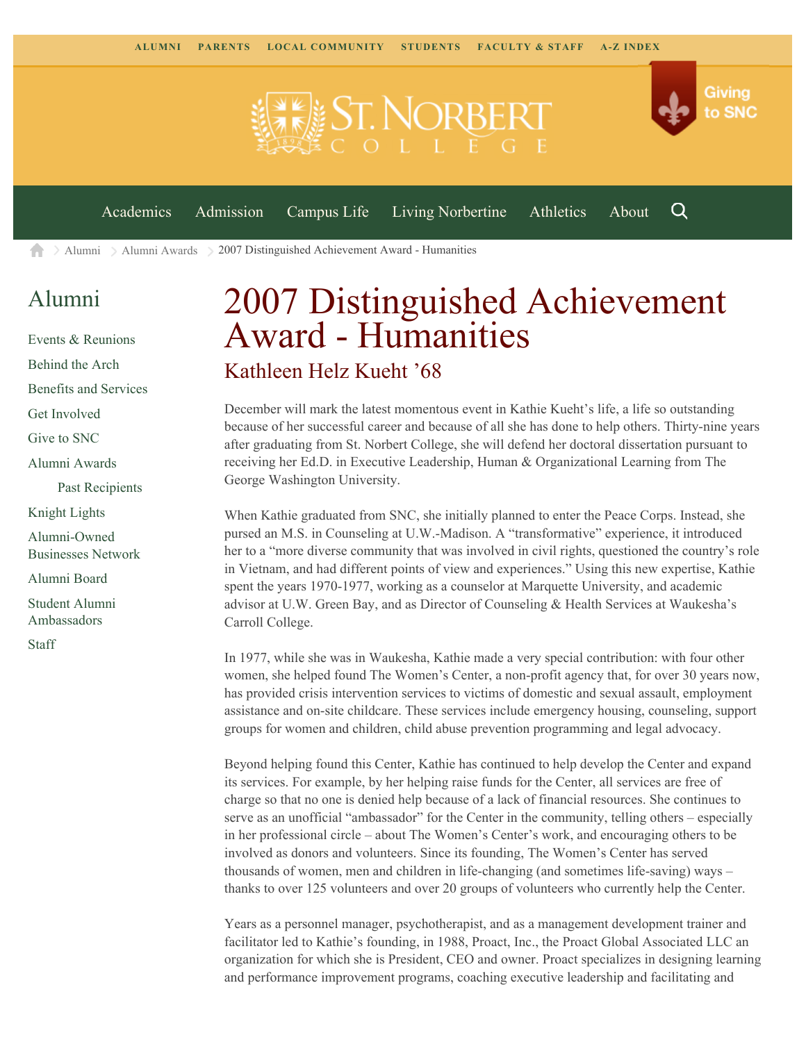ALUMNI PARENTS LOCAL COMMUNITY STUDENTS FACULTY & STAFF A-Z INDEX

Giving to SNC

Academics Admission Campus Life Living Norbertine Athletics About

Alumni > Alumni Awards > 2007 Distinguished Achievement Award - Humanities

## Alumni

- Events & Reunions
- Behind the Arch
- Benefits and Services
- Get Involved
- Give to SNC
- Alumni Awards
  - Past Recipients
- Knight Lights
- Alumni-Owned Businesses Network
- Alumni Board
- Student Alumni Ambassadors
- Staff

# 2007 Distinguished Achievement Award - Humanities

## Kathleen Helz Kueht ’68

December will mark the latest momentous event in Kathie Kueht’s life, a life so outstanding because of her successful career and because of all she has done to help others. Thirty-nine years after graduating from St. Norbert College, she will defend her doctoral dissertation pursuant to receiving her Ed.D. in Executive Leadership, Human & Organizational Learning from The George Washington University.

When Kathie graduated from SNC, she initially planned to enter the Peace Corps. Instead, she pursed an M.S. in Counseling at U.W.-Madison. A “transformative” experience, it introduced her to a “more diverse community that was involved in civil rights, questioned the country’s role in Vietnam, and had different points of view and experiences.” Using this new expertise, Kathie spent the years 1970-1977, working as a counselor at Marquette University, and academic advisor at U.W. Green Bay, and as Director of Counseling & Health Services at Waukesha’s Carroll College.

In 1977, while she was in Waukesha, Kathie made a very special contribution: with four other women, she helped found The Women’s Center, a non-profit agency that, for over 30 years now, has provided crisis intervention services to victims of domestic and sexual assault, employment assistance and on-site childcare. These services include emergency housing, counseling, support groups for women and children, child abuse prevention programming and legal advocacy.

Beyond helping found this Center, Kathie has continued to help develop the Center and expand its services. For example, by her helping raise funds for the Center, all services are free of charge so that no one is denied help because of a lack of financial resources. She continues to serve as an unofficial “ambassador” for the Center in the community, telling others – especially in her professional circle – about The Women’s Center’s work, and encouraging others to be involved as donors and volunteers. Since its founding, The Women’s Center has served thousands of women, men and children in life-changing (and sometimes life-saving) ways – thanks to over 125 volunteers and over 20 groups of volunteers who currently help the Center.

Years as a personnel manager, psychotherapist, and as a management development trainer and facilitator led to Kathie’s founding, in 1988, Proact, Inc., the Proact Global Associated LLC an organization for which she is President, CEO and owner. Proact specializes in designing learning and performance improvement programs, coaching executive leadership and facilitating and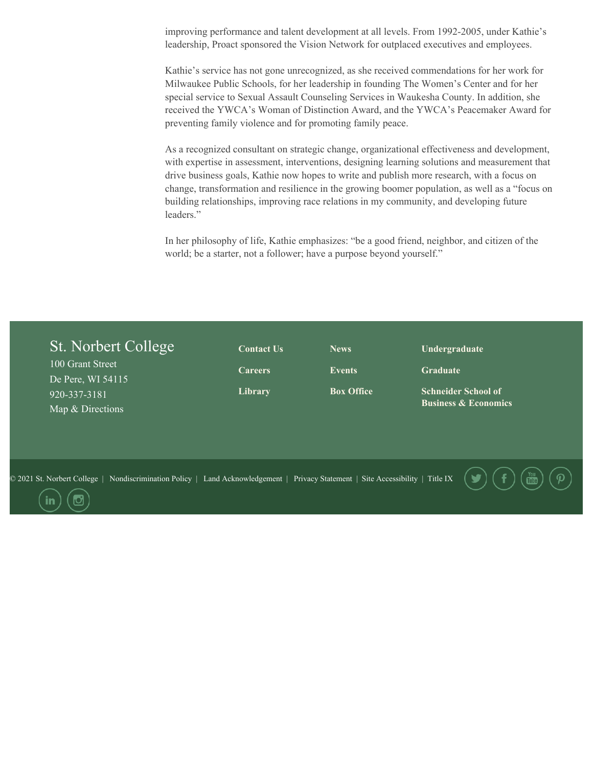improving performance and talent development at all levels. From 1992-2005, under Kathie's leadership, Proact sponsored the Vision Network for outplaced executives and employees.

Kathie's service has not gone unrecognized, as she received commendations for her work for Milwaukee Public Schools, for her leadership in founding The Women's Center and for her special service to Sexual Assault Counseling Services in Waukesha County. In addition, she received the YWCA's Woman of Distinction Award, and the YWCA's Peacemaker Award for preventing family violence and for promoting family peace.

As a recognized consultant on strategic change, organizational effectiveness and development, with expertise in assessment, interventions, designing learning solutions and measurement that drive business goals, Kathie now hopes to write and publish more research, with a focus on change, transformation and resilience in the growing boomer population, as well as a "focus on building relationships, improving race relations in my community, and developing future leaders."

In her philosophy of life, Kathie emphasizes: "be a good friend, neighbor, and citizen of the world; be a starter, not a follower; have a purpose beyond yourself."

St. Norbert College
100 Grant Street
De Pere, WI 54115
920-337-3181
Map & Directions

**Contact Us**
**Careers**
**Library**
**News**
**Events**
**Box Office**
**Undergraduate**
**Graduate**
**Schneider School of Business & Economics**

© 2021 St. Norbert College | Nondiscrimination Policy | Land Acknowledgement | Privacy Statement | Site Accessibility | Title IX